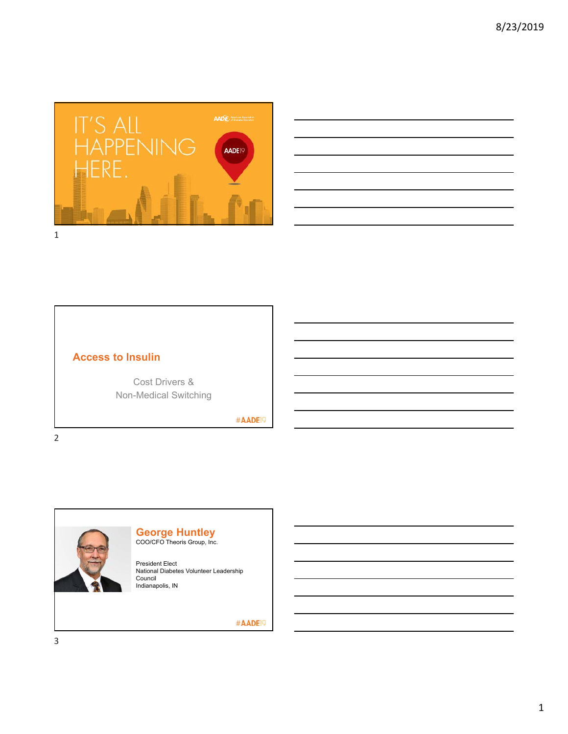IT'S ALL HAPPENING HERE.

AADE19

## Access to Insulin

Cost Drivers &
Non-Medical Switching

#AADE19

## George Huntley

COO/CFO Theoris Group, Inc.

President Elect
National Diabetes Volunteer Leadership Council
Indianapolis, IN

#AADE19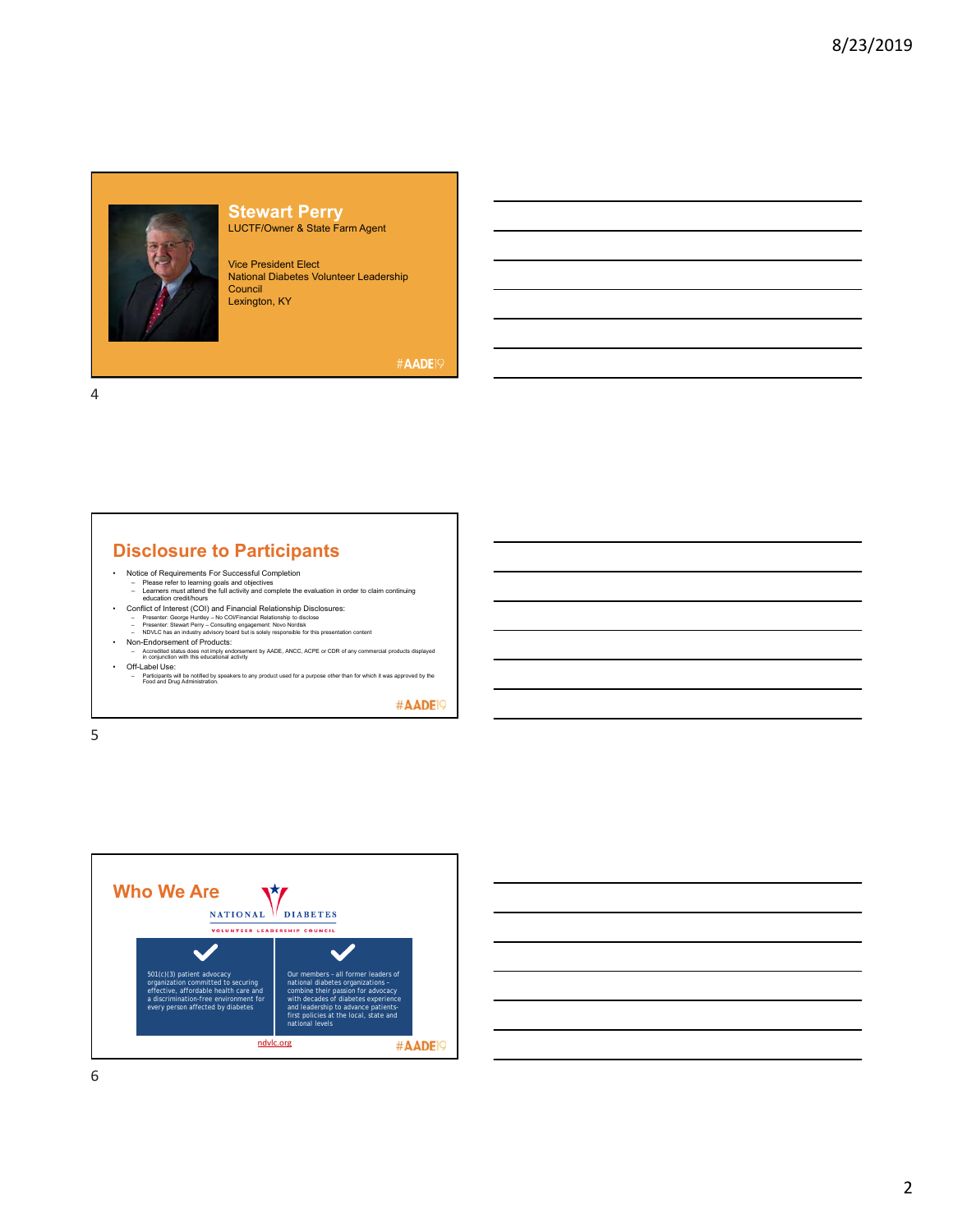## Stewart Perry

LUCTF/Owner & State Farm Agent

Vice President Elect
National Diabetes Volunteer Leadership Council
Lexington, KY

#AADE19

## Disclosure to Participants

- Notice of Requirements For Successful Completion
  - Please refer to learning goals and objectives
  - Learners must attend the full activity and complete the evaluation in order to claim continuing education credit/hours
- Conflict of Interest (COI) and Financial Relationship Disclosures:
  - Presenter: George Huntley – No COI/Financial Relationship to disclose
  - Presenter: Stewart Perry – Consulting engagement: Novo Nordisk
  - NDVLC has an industry advisory board but is solely responsible for this presentation content
- Non-Endorsement of Products:
  - Accredited status does not imply endorsement by AADE, ANCC, ACPE or CDR of any commercial products displayed in conjunction with this educational activity
- Off-Label Use:
  - Participants will be notified by speakers to any product used for a purpose other than for which it was approved by the Food and Drug Administration.

#AADE19

## Who We Are

NATIONAL DIABETES
VOLUNTEER LEADERSHIP COUNCIL

- 501(c)(3) patient advocacy organization committed to securing effective, affordable health care and a discrimination-free environment for every person affected by diabetes
- Our members – all former leaders of national diabetes organizations – combine their passion for advocacy with decades of diabetes experience and leadership to advance patients-first policies at the local, state and national levels

ndvlc.org

#AADE19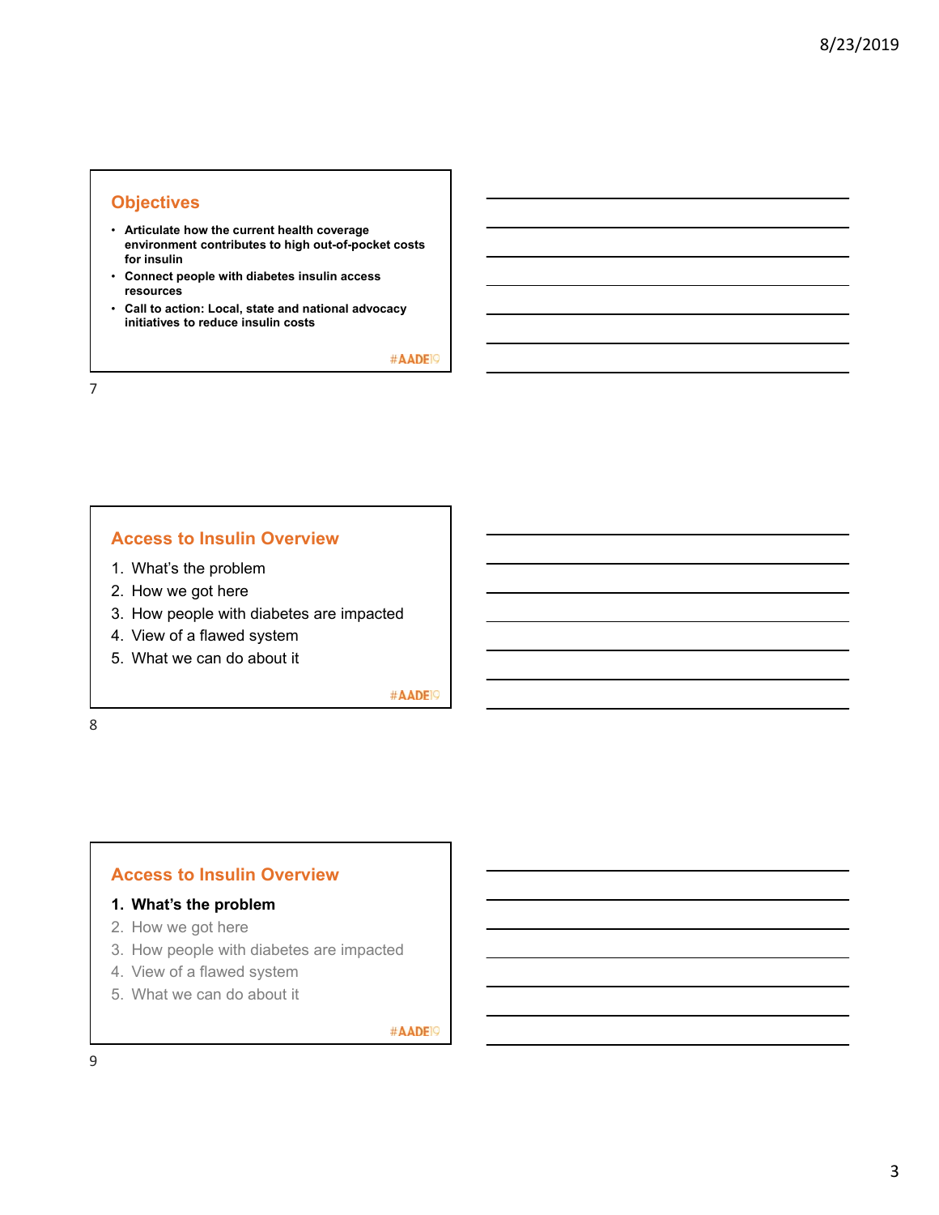## Objectives

- **Articulate how the current health coverage environment contributes to high out-of-pocket costs for insulin**
- **Connect people with diabetes insulin access resources**
- **Call to action: Local, state and national advocacy initiatives to reduce insulin costs**

#AADE19

## Access to Insulin Overview

1. What's the problem
2. How we got here
3. How people with diabetes are impacted
4. View of a flawed system
5. What we can do about it

#AADE19

## Access to Insulin Overview

1. **What's the problem**
2. How we got here
3. How people with diabetes are impacted
4. View of a flawed system
5. What we can do about it

#AADE19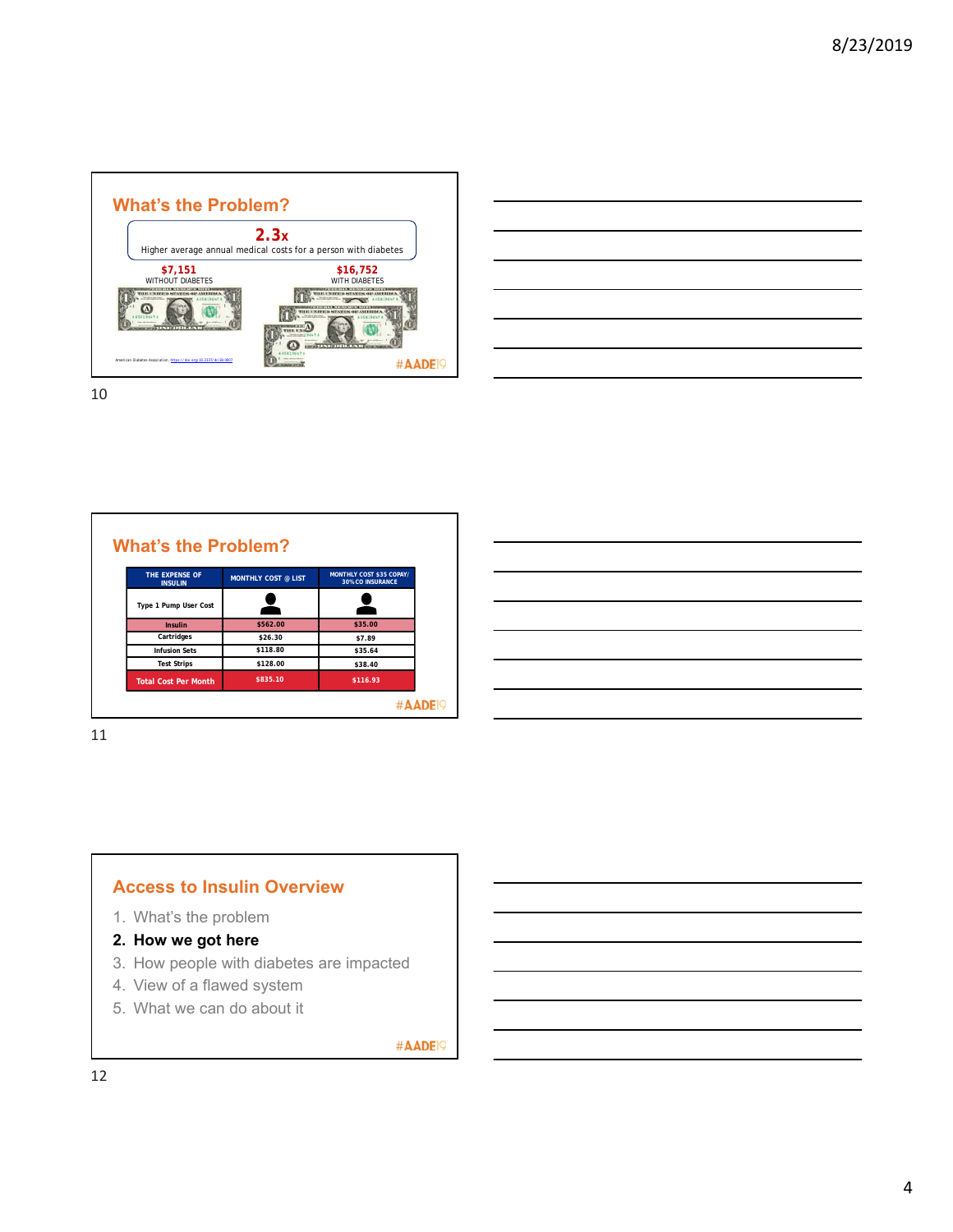## What's the Problem?

**2.3x**

Higher average annual medical costs for a person with diabetes

**$7,151**
WITHOUT DIABETES

**$16,752**
WITH DIABETES

American Diabetes Association. https://doi.org/10.2337/dci18-0007

#AADE19

## What's the Problem?

| THE EXPENSE OF INSULIN | MONTHLY COST @ LIST | MONTHLY COST $35 COPAY/ 30% CO INSURANCE |
|---|---|---|
| Type 1 Pump User Cost | | |
| Insulin | $562.00 | $35.00 |
| Cartridges | $26.30 | $7.89 |
| Infusion Sets | $118.80 | $35.64 |
| Test Strips | $128.00 | $38.40 |
| Total Cost Per Month | $835.10 | $116.93 |

#AADE19

## Access to Insulin Overview

1. What's the problem
2. **How we got here**
3. How people with diabetes are impacted
4. View of a flawed system
5. What we can do about it

#AADE19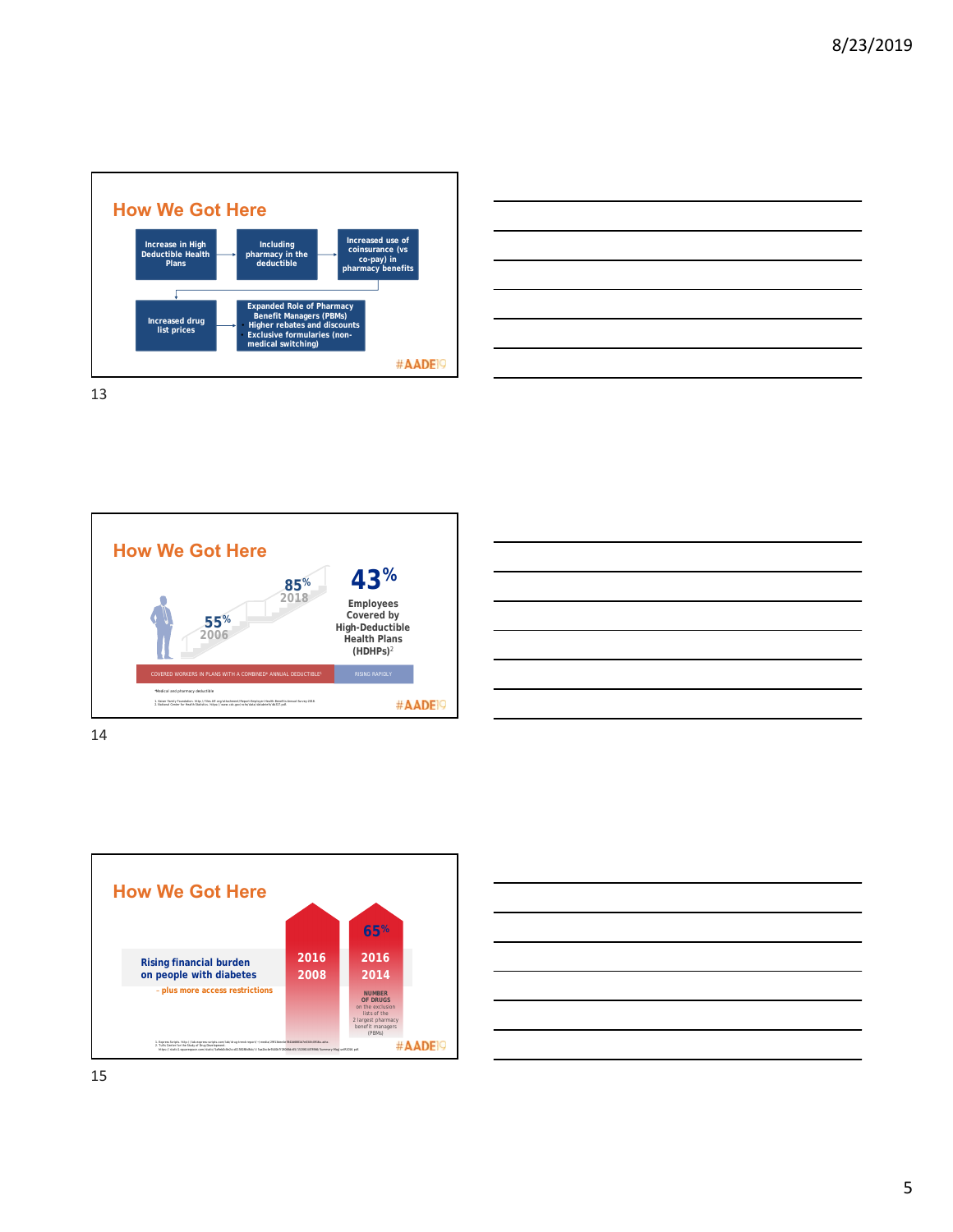## How We Got Here

- Increase in High Deductible Health Plans
- Including pharmacy in the deductible
- Increased use of coinsurance (vs co-pay) in pharmacy benefits
- Expanded Role of Pharmacy Benefit Managers (PBMs)
  - Higher rebates and discounts
  - Exclusive formularies (non-medical switching)
- Increased drug list prices

#AADE19

## How We Got Here

55% 2006

85% 2018

COVERED WORKERS IN PLANS WITH A COMBINED* ANNUAL DEDUCTIBLE[1]

**43%** Employees Covered by High-Deductible Health Plans (HDHPs)[2]

RISING RAPIDLY

*Medical and pharmacy deductible

1. Kaiser Family Foundation. http://files.kff.org/attachment/Report-Employer-Health-Benefits-Annual-Survey-2018.
2. National Center for Health Statistics. https://www.cdc.gov/nchs/data/databriefs/db317.pdf.

#AADE19

## How We Got Here

**Rising financial burden on people with diabetes**

– plus more access restrictions

2016
2008

65%
2016
2014

NUMBER OF DRUGS on the exclusion lists of the 2 largest pharmacy benefit managers (PBMs)

1. Express Scripts. http://lab.express-scripts.com/lab/drug-trend-report
2. Tufts Center for the Study of Drug Development

#AADE19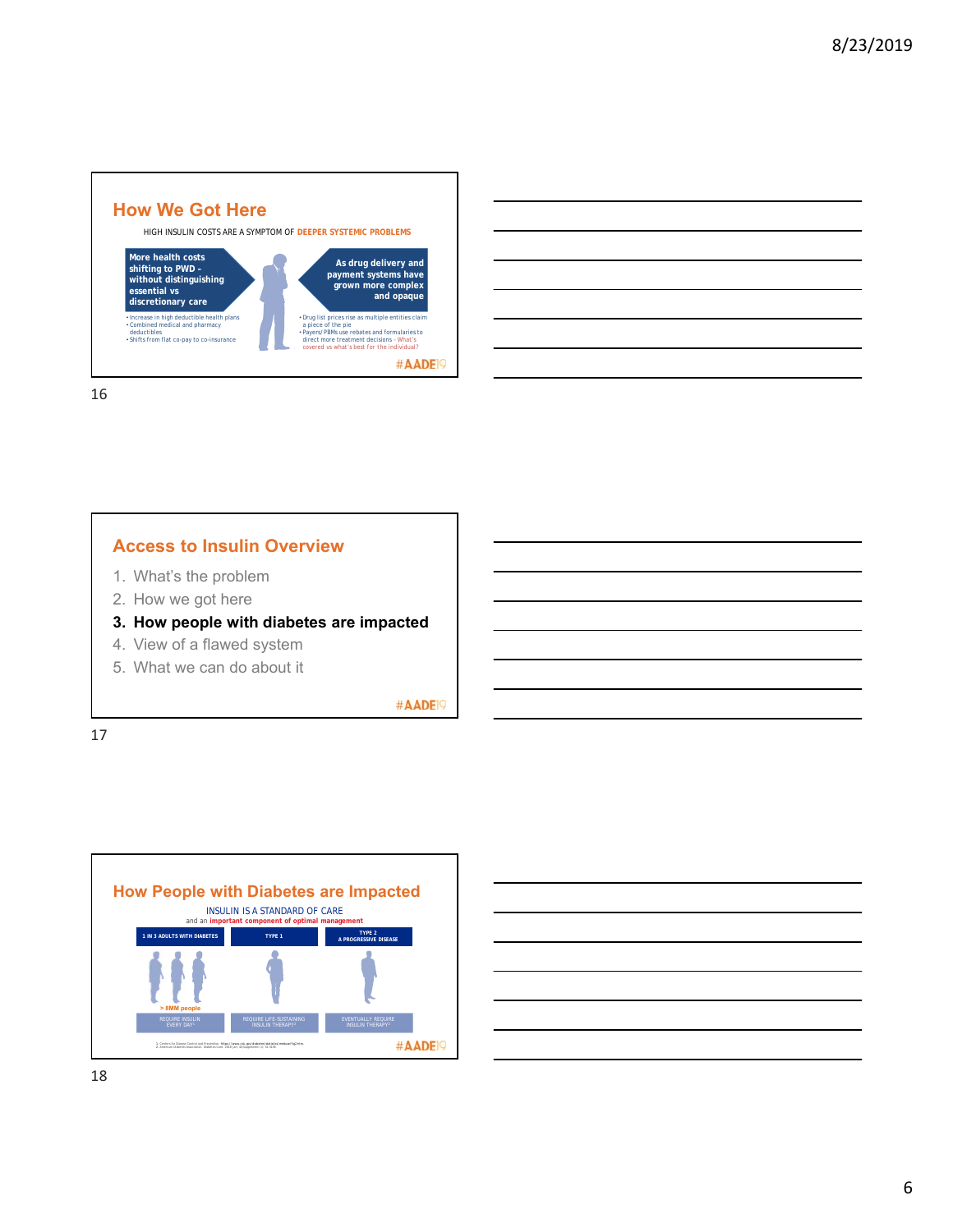## How We Got Here

HIGH INSULIN COSTS ARE A SYMPTOM OF **DEEPER SYSTEMIC PROBLEMS**

**More health costs shifting to PWD - without distinguishing essential vs discretionary care**

- Increase in high deductible health plans
- Combined medical and pharmacy deductibles
- Shifts from flat co-pay to co-insurance

**As drug delivery and payment systems have grown more complex and opaque**

- Drug list prices rise as multiple entities claim a piece of the pie
- Payers/ PBMs use rebates and formularies to direct more treatment decisions - What's covered vs what's best for the individual?

#AADE19

## Access to Insulin Overview

1. What's the problem
2. How we got here
3. **How people with diabetes are impacted**
4. View of a flawed system
5. What we can do about it

#AADE19

## How People with Diabetes are Impacted

INSULIN IS A STANDARD OF CARE

and an **important component of optimal management**

| 1 IN 3 ADULTS WITH DIABETES | TYPE 1 | TYPE 2 A PROGRESSIVE DISEASE |
|---|---|---|
| > 8MM people REQUIRE INSULIN EVERY DAY[1] | REQUIRE LIFE-SUSTAINING INSULIN THERAPY[2] | EVENTUALLY REQUIRE INSULIN THERAPY[2] |

1. Centers for Disease Control and Prevention. https://www.cdc.gov/diabetes/statistics/meduse/fig2.htm
2. American Diabetes Association. Diabetes Care. 2018 Jan; 41(Supplement 1): S1-S159.

#AADE19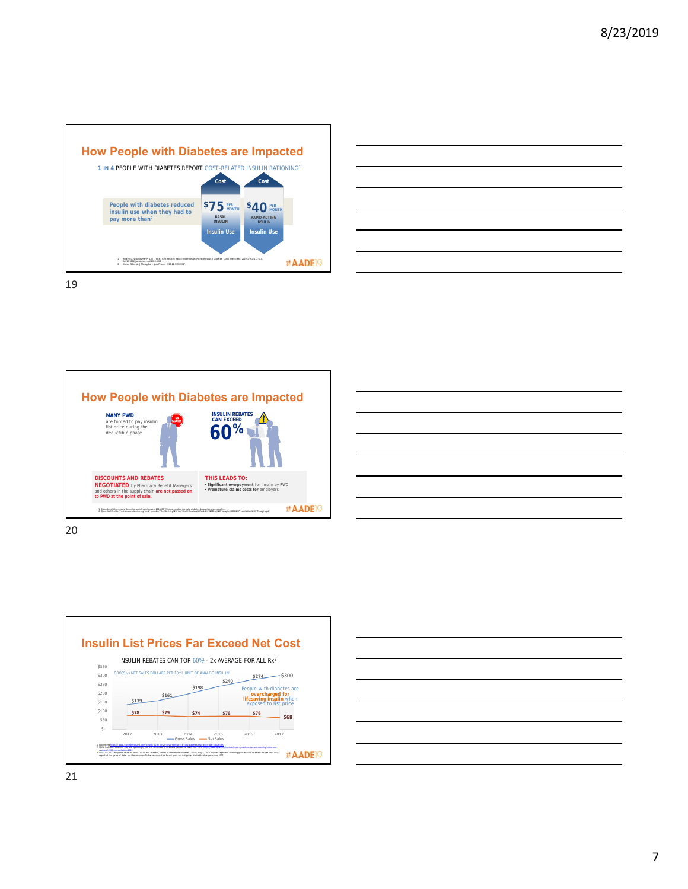## How People with Diabetes are Impacted

1 IN 4 PEOPLE WITH DIABETES REPORT COST-RELATED INSULIN RATIONING[1]

People with diabetes reduced insulin use when they had to pay more than[2]

| | Cost | Cost |
|---|---|---|
| | $75 PER MONTH | $40 PER MONTH |
| | BASAL INSULIN | RAPID-ACTING INSULIN |
| | Insulin Use | Insulin Use |

#AADE19

## How People with Diabetes are Impacted

**MANY PWD** are forced to pay insulin list price during the deductible phase

**INSULIN REBATES CAN EXCEED 60%**

**DISCOUNTS AND REBATES NEGOTIATED** by Pharmacy Benefit Managers and others in the supply chain **are not passed on to PWD at the point of sale.**

**THIS LEADS TO:**

- **Significant overpayment** for insulin by PWD
- **Premature claims costs for** employers

#AADE19

## Insulin List Prices Far Exceed Net Cost

INSULIN REBATES CAN TOP 60%[1] – 2x AVERAGE FOR ALL Rx[2]

GROSS vs NET SALES DOLLARS PER 10mL UNIT OF ANALOG INSULIN[3]

| Year | Gross Sales | Net Sales |
|---|---|---|
| 2012 | $139 | $78 |
| 2013 | $161 | $79 |
| 2014 | $198 | $74 |
| 2015 | $240 | $76 |
| 2016 | $274 | $76 |
| 2017 | $300 | $68 |

People with diabetes are **overcharged for lifesaving insulin** when exposed to list price

#AADE19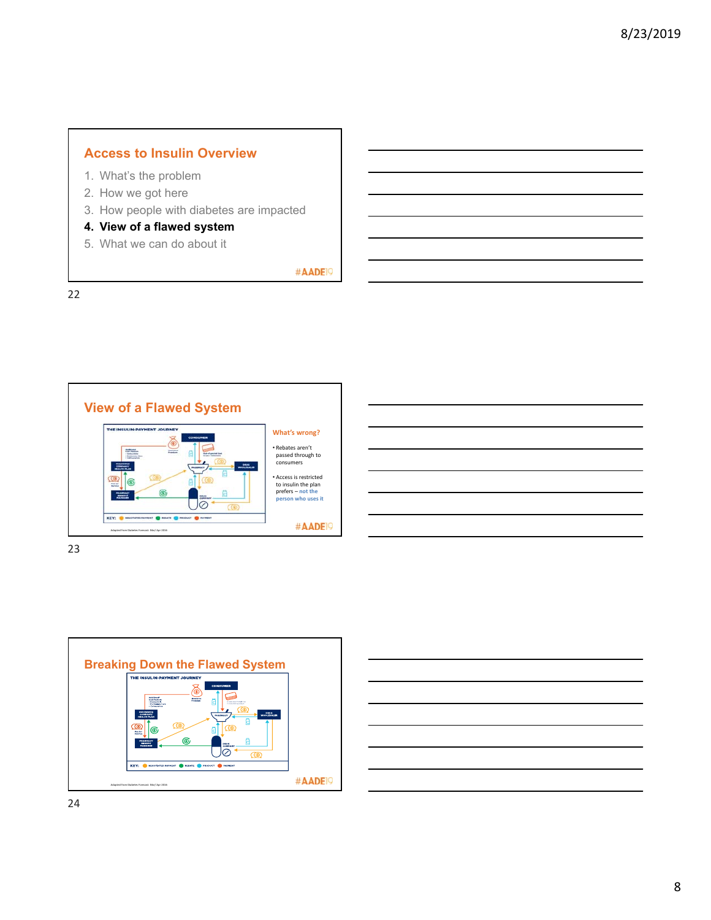## Access to Insulin Overview

1. What's the problem
2. How we got here
3. How people with diabetes are impacted
4. **View of a flawed system**
5. What we can do about it

#AADE19

## View of a Flawed System

THE INSULIN-PAYMENT JOURNEY

KEY: NEGOTIATED PAYMENT, REBATE, PRODUCT, PAYMENT

Adapted from Diabetes Forecast: Mar/Apr 2016

**What's wrong?**

- Rebates aren't passed through to consumers
- Access is restricted to insulin the plan prefers – not the person who uses it

#AADE19

## Breaking Down the Flawed System

THE INSULIN-PAYMENT JOURNEY

KEY: NEGOTIATED PAYMENT, REBATE, PRODUCT, PAYMENT

Adapted from Diabetes Forecast: Mar/Apr 2016

#AADE19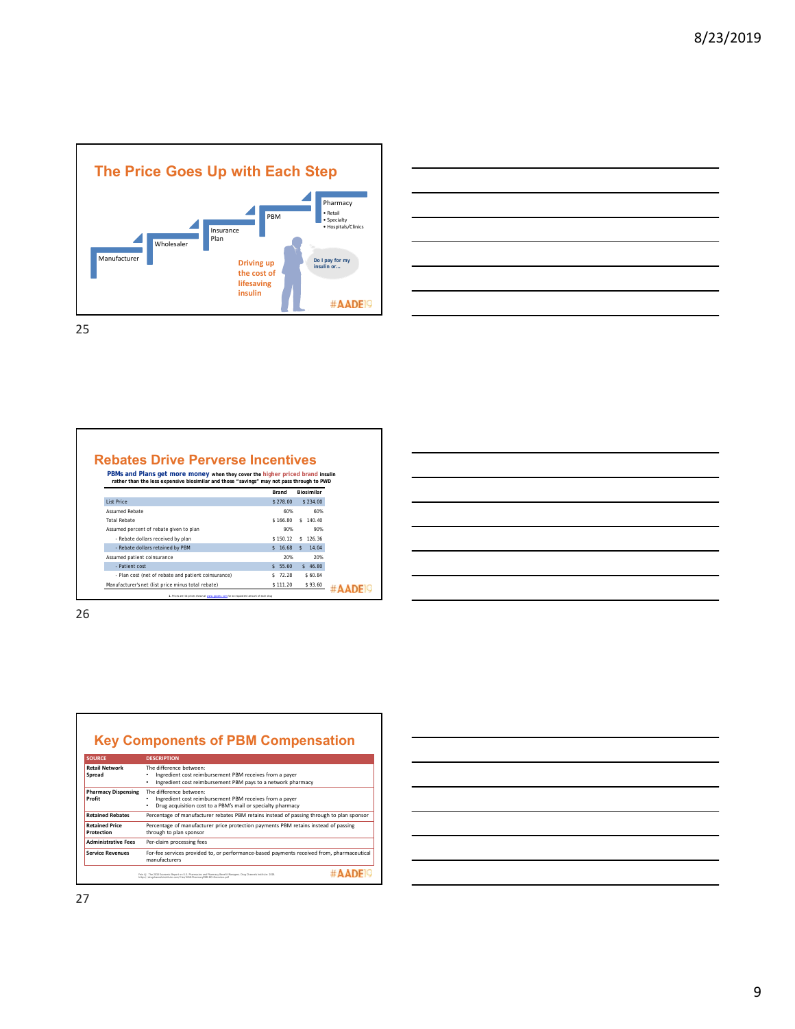## The Price Goes Up with Each Step

Manufacturer

Wholesaler

Insurance Plan

PBM

Pharmacy
- Retail
- Specialty
- Hospitals/Clinics

Driving up the cost of lifesaving insulin

Do I pay for my insulin or...

#AADE19

25

## Rebates Drive Perverse Incentives

**PBMs and Plans get more money when they cover the higher priced brand insulin rather than the less expensive biosimilar and those "savings" may not pass through to PWD**

| | Brand | Biosimilar |
|---|---|---|
| List Price | $ 278.00 | $ 234.00 |
| Assumed Rebate | 60% | 60% |
| Total Rebate | $ 166.80 | $ 140.40 |
| Assumed percent of rebate given to plan | 90% | 90% |
| - Rebate dollars received by plan | $ 150.12 | $ 126.36 |
| - Rebate dollars retained by PBM | $ 16.68 | $ 14.04 |
| Assumed patient coinsurance | 20% | 20% |
| - Patient cost | $ 55.60 | $ 46.80 |
| - Plan cost (net of rebate and patient coinsurance) | $ 72.28 | $ 60.84 |
| Manufacturer's net (list price minus total rebate) | $ 111.20 | $ 93.60 |

1. Prices are list prices shown at www.goodrx.com for an equivalent amount of each drug

#AADE19

26

## Key Components of PBM Compensation

| SOURCE | DESCRIPTION |
|---|---|
| **Retail Network Spread** | The difference between:<br>• Ingredient cost reimbursement PBM receives from a payer<br>• Ingredient cost reimbursement PBM pays to a network pharmacy |
| **Pharmacy Dispensing Profit** | The difference between:<br>• Ingredient cost reimbursement PBM receives from a payer<br>• Drug acquisition cost to a PBM's mail or specialty pharmacy |
| **Retained Rebates** | Percentage of manufacturer rebates PBM retains instead of passing through to plan sponsor |
| **Retained Price Protection** | Percentage of manufacturer price protection payments PBM retains instead of passing through to plan sponsor |
| **Administrative Fees** | Per-claim processing fees |
| **Service Revenues** | For-fee services provided to, or performance-based payments received from, pharmaceutical manufacturers |

Fein AJ. The 2018 Economic Report on U.S. Pharmacies and Pharmacy Benefit Managers. Drug Channels Institute. 2018.

#AADE19

27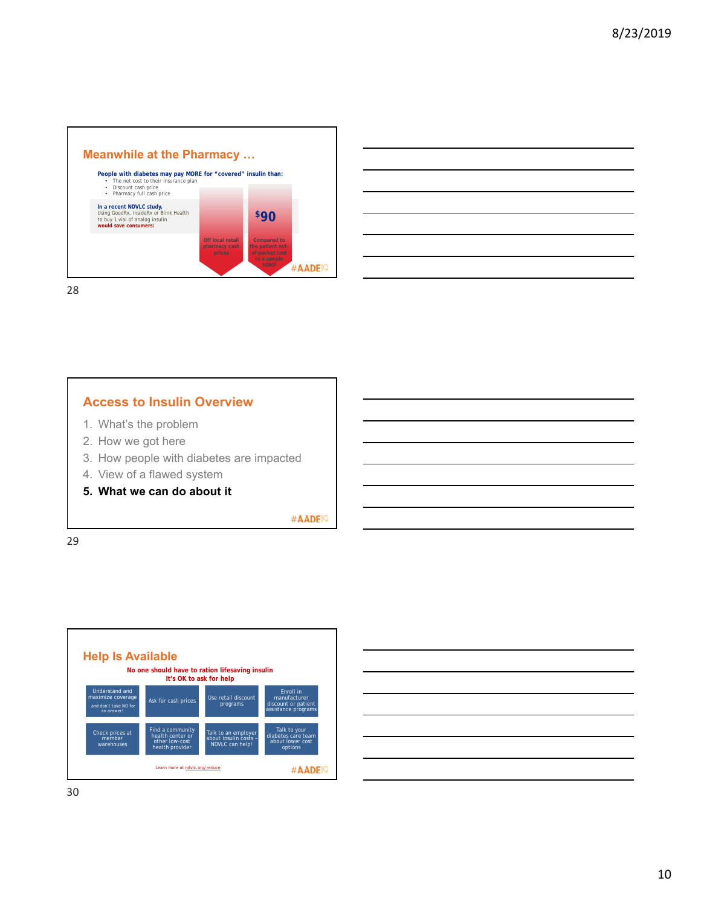## Meanwhile at the Pharmacy …

**People with diabetes may pay MORE for "covered" insulin than:**

- The net cost to their insurance plan
- Discount cash price
- Pharmacy full cash price

**In a recent NDVLC study,**
Using GoodRx, InsideRx or Blink Health
to buy 1 vial of analog insulin
**would save consumers:**

Off local retail pharmacy cash prices

$90
Compared to the patient out-of-pocket cost in a sample HDHP

#AADE19

## Access to Insulin Overview

1. What's the problem
2. How we got here
3. How people with diabetes are impacted
4. View of a flawed system
5. **What we can do about it**

#AADE19

## Help Is Available

**No one should have to ration lifesaving insulin**
**It's OK to ask for help**

| | | | |
|---|---|---|---|
| Understand and maximize coverage and don't take NO for an answer! | Ask for cash prices | Use retail discount programs | Enroll in manufacturer discount or patient assistance programs |
| Check prices at member warehouses | Find a community health center or other low-cost health provider | Talk to an employer about insulin costs - NDVLC can help! | Talk to your diabetes care team about lower cost options |

Learn more at ndvlc.org/reduce

#AADE19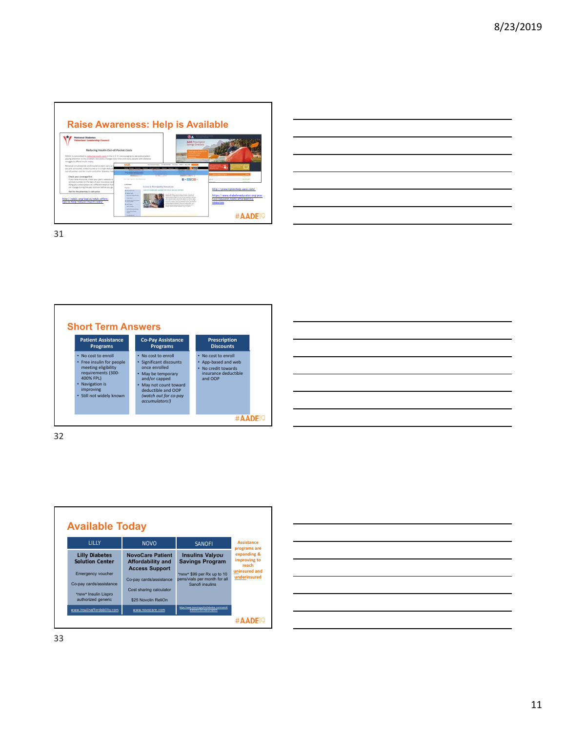## Raise Awareness: Help is Available

http://ndvlc.org/topics/ndvlc-offers-tips-to-help-reduce-insulin-costs/

http://prescriptionhelp.aace.com/

https://www.diabeteseducator.org/practice/educator-tools/affordability-resources

#AADE19

## Short Term Answers

| Patient Assistance Programs | Co-Pay Assistance Programs | Prescription Discounts |
|---|---|---|
| • No cost to enroll<br>• Free insulin for people meeting eligibility requirements (300-400% FPL)<br>• Navigation is improving<br>• Still not widely known | • No cost to enroll<br>• Significant discounts once enrolled<br>• May be temporary and/or capped<br>• May not count toward deductible and OOP *(watch out for co-pay accumulators!)* | • No cost to enroll<br>• App-based and web<br>• No credit towards insurance deductible and OOP |

#AADE19

## Available Today

| LILLY | NOVO | SANOFI |
|---|---|---|
| **Lilly Diabetes Solution Center** | **NovoCare Patient Affordability and Access Support** | **Insulins Val*you* Savings Program** |
| Emergency voucher<br>Co-pay cards/assistance<br>\*new\* Insulin Lispro authorized generic | Co-pay cards/assistance<br>Cost sharing calculator<br>$25 Novolin ReliOn | \*new\* $99 per Rx up to 10 pens/vials per month for all Sanofi insulins |
| www.insulinaffordability.com | www.novocare.com | https://www.teamingupfordiabetes.com/sanofi-diabetes-savings-program |

Assistance programs are expanding & improving to reach uninsured and underinsured

#AADE19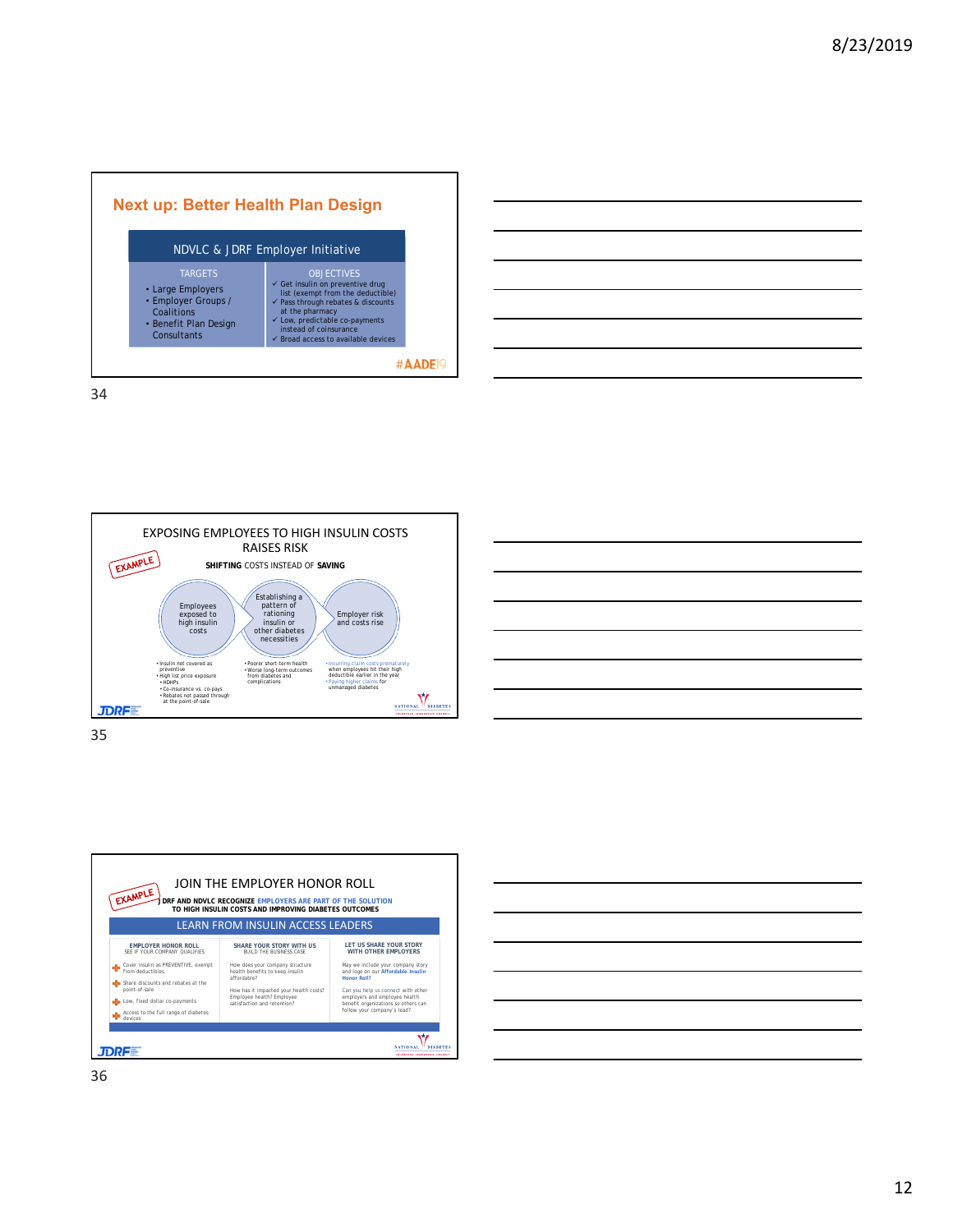## Next up: Better Health Plan Design

**NDVLC & JDRF Employer Initiative**

| TARGETS | OBJECTIVES |
|---|---|
| • Large Employers<br>• Employer Groups / Coalitions<br>• Benefit Plan Design Consultants | ✓ Get insulin on preventive drug list (exempt from the deductible)<br>✓ Pass through rebates & discounts at the pharmacy<br>✓ Low, predictable co-payments instead of coinsurance<br>✓ Broad access to available devices |

#AADE19

---

## EXPOSING EMPLOYEES TO HIGH INSULIN COSTS RAISES RISK

EXAMPLE

**SHIFTING** COSTS INSTEAD OF **SAVING**

Employees exposed to high insulin costs → Establishing a pattern of rationing insulin or other diabetes necessities → Employer risk and costs rise

- Insulin not covered as preventive
- High list price exposure
  - HDHPs
  - Co-insurance vs. co-pays
  - Rebates not passed through at the point-of-sale

- Poorer short-term health
- Worse long-term outcomes from diabetes and complications

- Incurring claim costs prematurely when employees hit their high deductible earlier in the year
- Paying higher claims for unmanaged diabetes

JDRF — NATIONAL DIABETES VOLUNTEER LEADERSHIP COUNCIL

---

## JOIN THE EMPLOYER HONOR ROLL

EXAMPLE

**JDRF AND NDVLC RECOGNIZE EMPLOYERS ARE PART OF THE SOLUTION TO HIGH INSULIN COSTS AND IMPROVING DIABETES OUTCOMES**

**LEARN FROM INSULIN ACCESS LEADERS**

| EMPLOYER HONOR ROLL<br>SEE IF YOUR COMPANY QUALIFIES | SHARE YOUR STORY WITH US<br>BUILD THE BUSINESS CASE | LET US SHARE YOUR STORY WITH OTHER EMPLOYERS |
|---|---|---|
| Cover insulin as PREVENTIVE, exempt from deductibles<br>Share discounts and rebates at the point-of-sale<br>Low, fixed dollar co-payments<br>Access to the full range of diabetes devices | How does your company structure health benefits to keep insulin affordable?<br>How has it impacted your health costs? Employee health? Employee satisfaction and retention? | May we include your company story and logo on our **Affordable Insulin Honor Roll?**<br>Can you help us connect with other employers and employee health benefit organizations so others can follow your company's lead? |

JDRF — NATIONAL DIABETES VOLUNTEER LEADERSHIP COUNCIL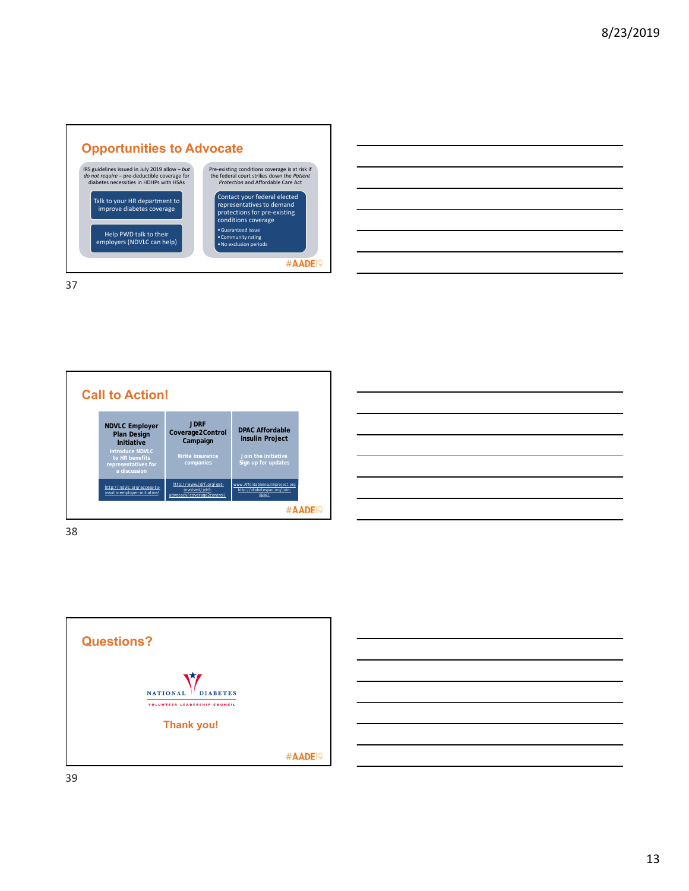## Opportunities to Advocate

IRS guidelines issued in July 2019 allow – *but do not require* – pre-deductible coverage for diabetes necessities in HDHPs with HSAs

- Talk to your HR department to improve diabetes coverage
- Help PWD talk to their employers (NDVLC can help)

Pre-existing conditions coverage is at risk if the federal court strikes down the *Patient Protection* and Affordable Care Act

- Contact your federal elected representatives to demand protections for pre-existing conditions coverage
  - Guaranteed issue
  - Community rating
  - No exclusion periods

#AADE19

## Call to Action!

| NDVLC Employer Plan Design Initiative | JDRF Coverage2Control Campaign | DPAC Affordable Insulin Project |
|---|---|---|
| Introduce NDVLC to HR benefits representatives for a discussion | Write insurance companies | Join the initiative<br>Sign up for updates |
| http://ndvlc.org/access-to-insulin-employer-initiative/ | http://www.jdrf.org/get-involved/jdrf-advocacy/coverage2control/ | www.Affordableinsulinproject.org<br>http://diabetespac.org/join-dpac/ |

#AADE19

## Questions?

NATIONAL DIABETES VOLUNTEER LEADERSHIP COUNCIL

Thank you!

#AADE19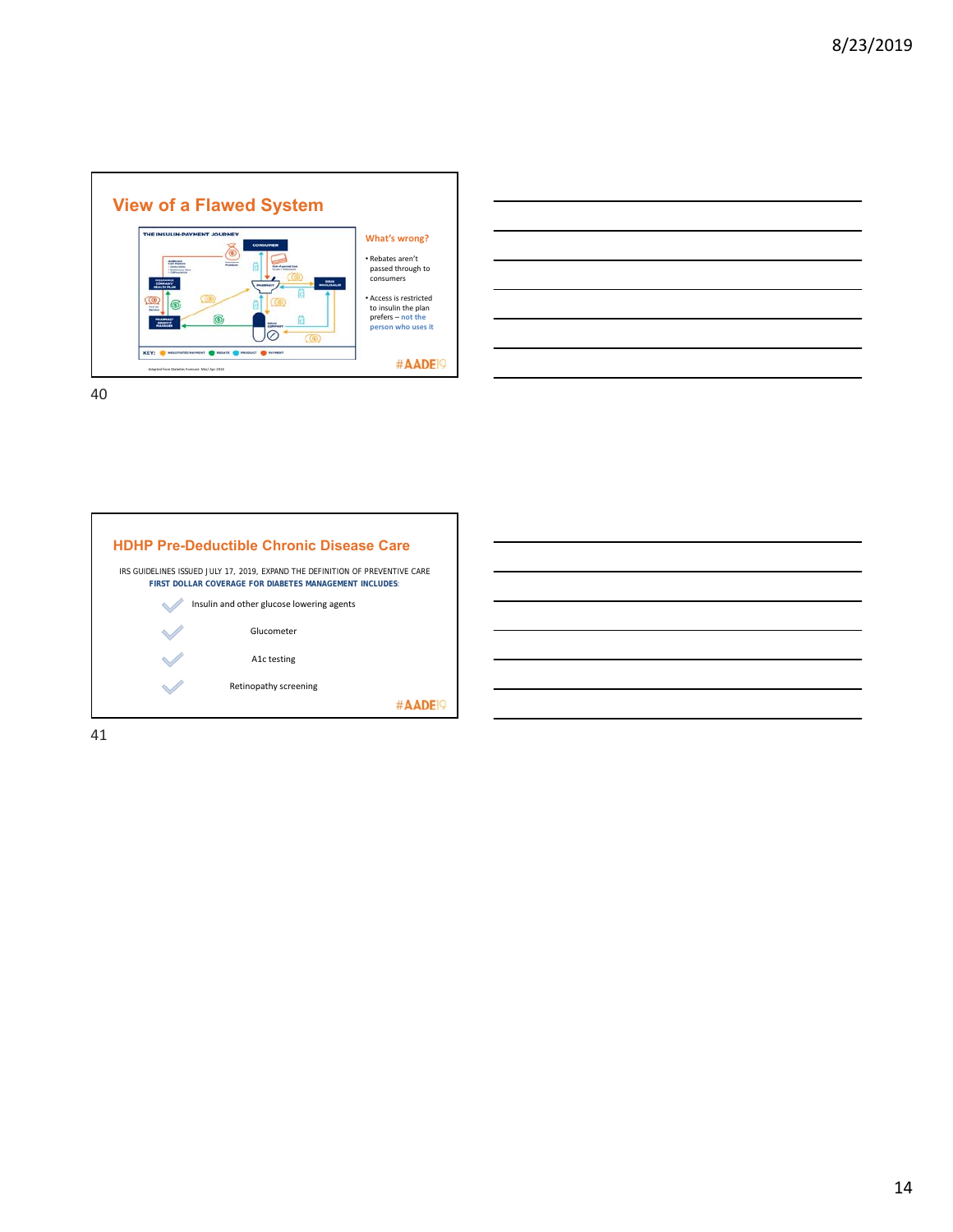## View of a Flawed System

THE INSULIN-PAYMENT JOURNEY

CONSUMER

INSURANCE COMPANY HEALTH PLAN

PHARMACY BENEFIT MANAGER

PHARMACY

DRUG WHOLESALER

DRUG COMPANY

KEY: NEGOTIATED PAYMENT REBATE PRODUCT PAYMENT

Adapted from Diabetes Forecast May/Apr 2016

**What's wrong?**

- Rebates aren't passed through to consumers
- Access is restricted to insulin the plan prefers – not the person who uses it

#AADE19

## HDHP Pre-Deductible Chronic Disease Care

IRS GUIDELINES ISSUED JULY 17, 2019, EXPAND THE DEFINITION OF PREVENTIVE CARE

**FIRST DOLLAR COVERAGE FOR DIABETES MANAGEMENT INCLUDES:**

- Insulin and other glucose lowering agents
- Glucometer
- A1c testing
- Retinopathy screening

#AADE19